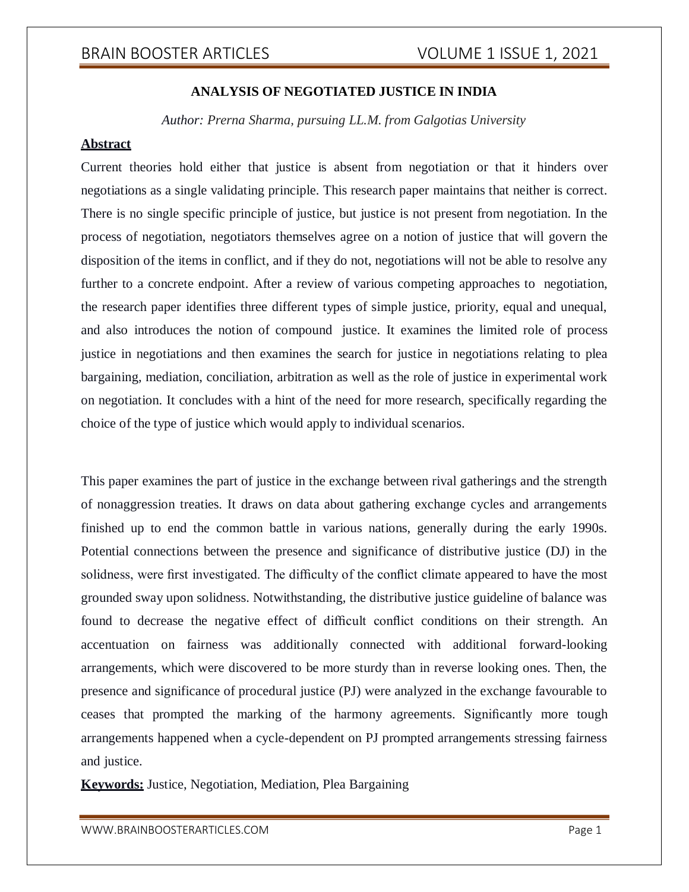# ANALYSIS OF NEGOTIATED JUSTICE IN INDIA

*Author: Prerna Sharma, pursuing LL.M. from Galgotias University*

**Abstract**

Current theories hold either that justice is absent from negotiation or that it hinders over negotiations as a single validating principle. This research paper maintains that neither is correct. There is no single specific principle of justice, but justice is not present from negotiation. In the process of negotiation, negotiators themselves agree on a notion of justice that will govern the disposition of the items in conflict, and if they do not, negotiations will not be able to resolve any further to a concrete endpoint. After a review of various competing approaches to negotiation, the research paper identifies three different types of simple justice, priority, equal and unequal, and also introduces the notion of compound justice. It examines the limited role of process justice in negotiations and then examines the search for justice in negotiations relating to plea bargaining, mediation, conciliation, arbitration as well as the role of justice in experimental work on negotiation. It concludes with a hint of the need for more research, specifically regarding the choice of the type of justice which would apply to individual scenarios.

This paper examines the part of justice in the exchange between rival gatherings and the strength of nonaggression treaties. It draws on data about gathering exchange cycles and arrangements finished up to end the common battle in various nations, generally during the early 1990s. Potential connections between the presence and significance of distributive justice (DJ) in the solidness, were first investigated. The difficulty of the conflict climate appeared to have the most grounded sway upon solidness. Notwithstanding, the distributive justice guideline of balance was found to decrease the negative effect of difficult conflict conditions on their strength. An accentuation on fairness was additionally connected with additional forward-looking arrangements, which were discovered to be more sturdy than in reverse looking ones. Then, the presence and significance of procedural justice (PJ) were analyzed in the exchange favourable to ceases that prompted the marking of the harmony agreements. Significantly more tough arrangements happened when a cycle-dependent on PJ prompted arrangements stressing fairness and justice.

**Keywords:** Justice, Negotiation, Mediation, Plea Bargaining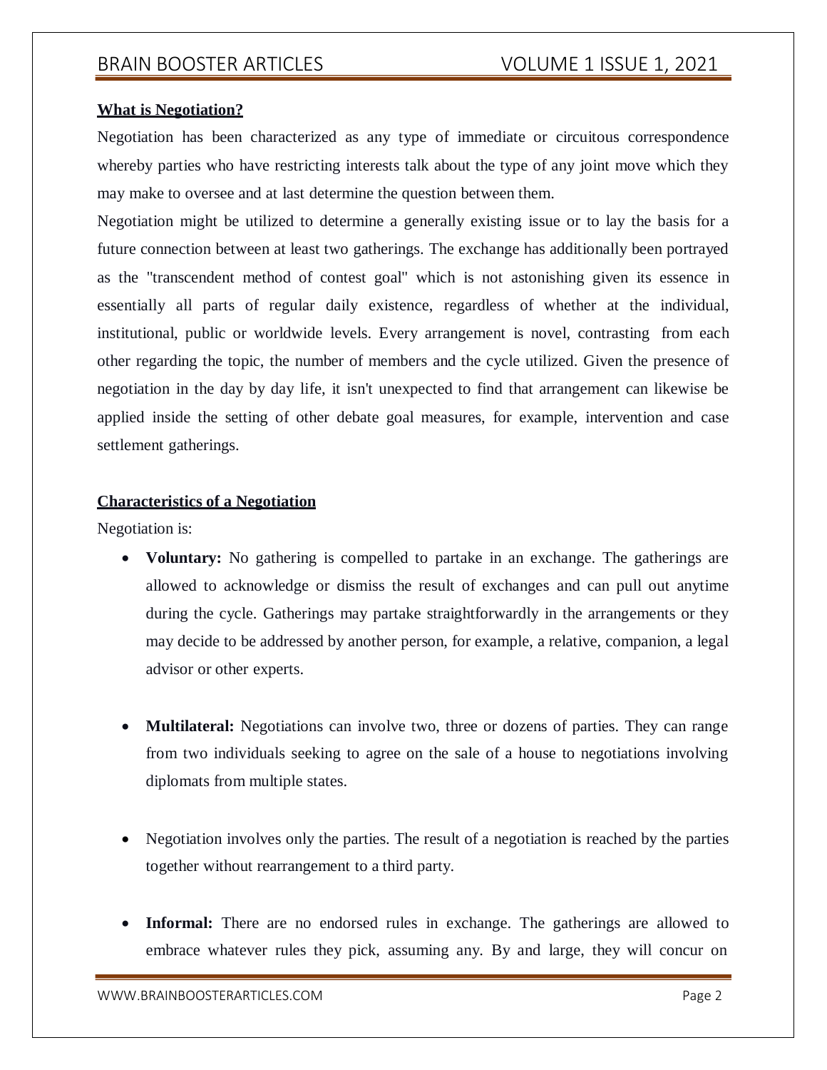**What is Negotiation?**

Negotiation has been characterized as any type of immediate or circuitous correspondence whereby parties who have restricting interests talk about the type of any joint move which they may make to oversee and at last determine the question between them.

Negotiation might be utilized to determine a generally existing issue or to lay the basis for a future connection between at least two gatherings. The exchange has additionally been portrayed as the "transcendent method of contest goal" which is not astonishing given its essence in essentially all parts of regular daily existence, regardless of whether at the individual, institutional, public or worldwide levels. Every arrangement is novel, contrasting from each other regarding the topic, the number of members and the cycle utilized. Given the presence of negotiation in the day by day life, it isn't unexpected to find that arrangement can likewise be applied inside the setting of other debate goal measures, for example, intervention and case settlement gatherings.

**Characteristics of a Negotiation**

Negotiation is:

- **Voluntary:** No gathering is compelled to partake in an exchange. The gatherings are allowed to acknowledge or dismiss the result of exchanges and can pull out anytime during the cycle. Gatherings may partake straightforwardly in the arrangements or they may decide to be addressed by another person, for example, a relative, companion, a legal advisor or other experts.

- **Multilateral:** Negotiations can involve two, three or dozens of parties. They can range from two individuals seeking to agree on the sale of a house to negotiations involving diplomats from multiple states.

- Negotiation involves only the parties. The result of a negotiation is reached by the parties together without rearrangement to a third party.

- **Informal:** There are no endorsed rules in exchange. The gatherings are allowed to embrace whatever rules they pick, assuming any. By and large, they will concur on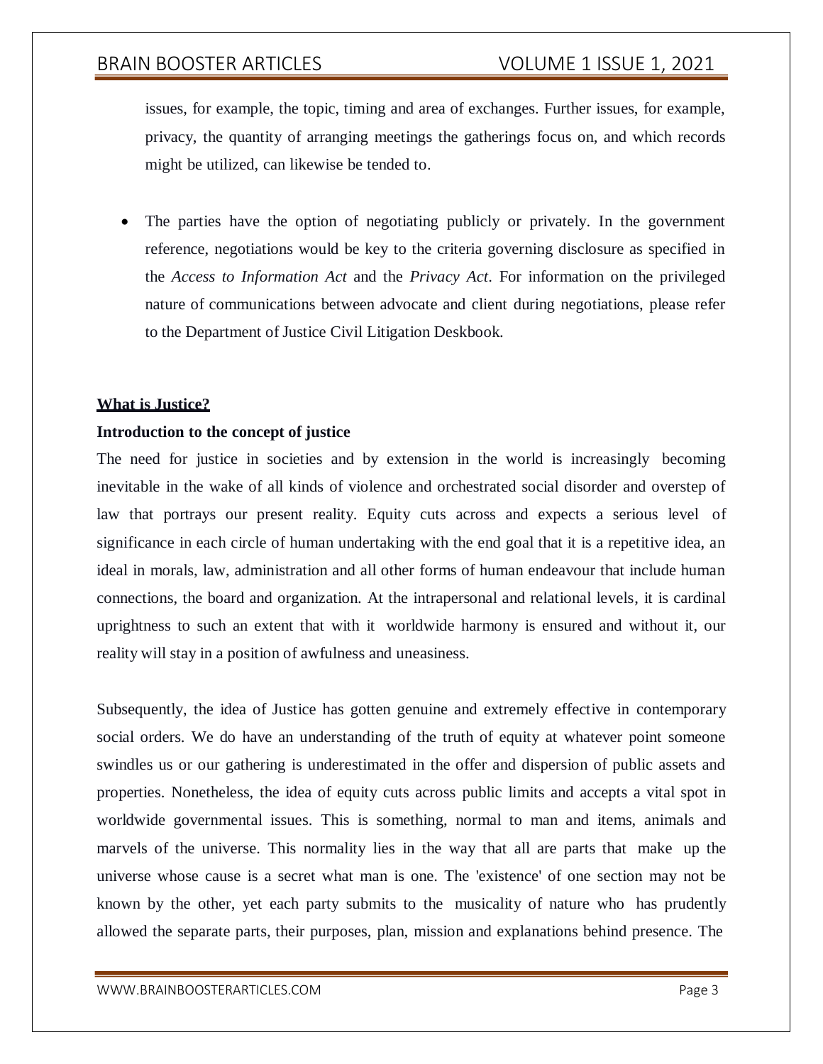issues, for example, the topic, timing and area of exchanges. Further issues, for example, privacy, the quantity of arranging meetings the gatherings focus on, and which records might be utilized, can likewise be tended to.

- The parties have the option of negotiating publicly or privately. In the government reference, negotiations would be key to the criteria governing disclosure as specified in the *Access to Information Act* and the *Privacy Act*. For information on the privileged nature of communications between advocate and client during negotiations, please refer to the Department of Justice Civil Litigation Deskbook.

## What is Justice?

### Introduction to the concept of justice

The need for justice in societies and by extension in the world is increasingly becoming inevitable in the wake of all kinds of violence and orchestrated social disorder and overstep of law that portrays our present reality. Equity cuts across and expects a serious level of significance in each circle of human undertaking with the end goal that it is a repetitive idea, an ideal in morals, law, administration and all other forms of human endeavour that include human connections, the board and organization. At the intrapersonal and relational levels, it is cardinal uprightness to such an extent that with it worldwide harmony is ensured and without it, our reality will stay in a position of awfulness and uneasiness.

Subsequently, the idea of Justice has gotten genuine and extremely effective in contemporary social orders. We do have an understanding of the truth of equity at whatever point someone swindles us or our gathering is underestimated in the offer and dispersion of public assets and properties. Nonetheless, the idea of equity cuts across public limits and accepts a vital spot in worldwide governmental issues. This is something, normal to man and items, animals and marvels of the universe. This normality lies in the way that all are parts that make up the universe whose cause is a secret what man is one. The 'existence' of one section may not be known by the other, yet each party submits to the musicality of nature who has prudently allowed the separate parts, their purposes, plan, mission and explanations behind presence. The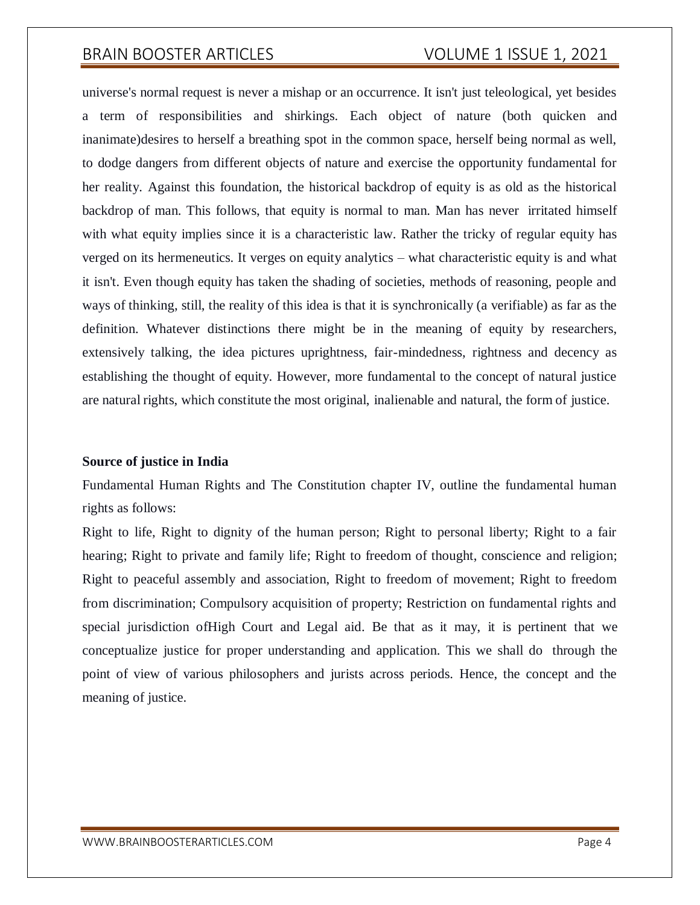universe's normal request is never a mishap or an occurrence. It isn't just teleological, yet besides a term of responsibilities and shirkings. Each object of nature (both quicken and inanimate)desires to herself a breathing spot in the common space, herself being normal as well, to dodge dangers from different objects of nature and exercise the opportunity fundamental for her reality. Against this foundation, the historical backdrop of equity is as old as the historical backdrop of man. This follows, that equity is normal to man. Man has never irritated himself with what equity implies since it is a characteristic law. Rather the tricky of regular equity has verged on its hermeneutics. It verges on equity analytics – what characteristic equity is and what it isn't. Even though equity has taken the shading of societies, methods of reasoning, people and ways of thinking, still, the reality of this idea is that it is synchronically (a verifiable) as far as the definition. Whatever distinctions there might be in the meaning of equity by researchers, extensively talking, the idea pictures uprightness, fair-mindedness, rightness and decency as establishing the thought of equity. However, more fundamental to the concept of natural justice are natural rights, which constitute the most original, inalienable and natural, the form of justice.

**Source of justice in India**

Fundamental Human Rights and The Constitution chapter IV, outline the fundamental human rights as follows:

Right to life, Right to dignity of the human person; Right to personal liberty; Right to a fair hearing; Right to private and family life; Right to freedom of thought, conscience and religion; Right to peaceful assembly and association, Right to freedom of movement; Right to freedom from discrimination; Compulsory acquisition of property; Restriction on fundamental rights and special jurisdiction ofHigh Court and Legal aid. Be that as it may, it is pertinent that we conceptualize justice for proper understanding and application. This we shall do through the point of view of various philosophers and jurists across periods. Hence, the concept and the meaning of justice.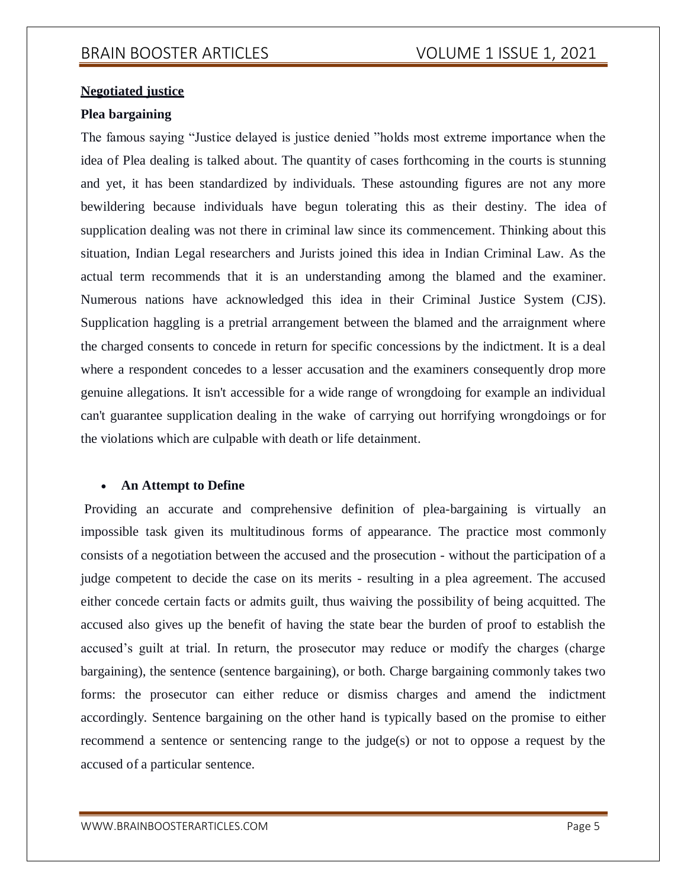**Negotiated justice**

**Plea bargaining**

The famous saying "Justice delayed is justice denied "holds most extreme importance when the idea of Plea dealing is talked about. The quantity of cases forthcoming in the courts is stunning and yet, it has been standardized by individuals. These astounding figures are not any more bewildering because individuals have begun tolerating this as their destiny. The idea of supplication dealing was not there in criminal law since its commencement. Thinking about this situation, Indian Legal researchers and Jurists joined this idea in Indian Criminal Law. As the actual term recommends that it is an understanding among the blamed and the examiner. Numerous nations have acknowledged this idea in their Criminal Justice System (CJS). Supplication haggling is a pretrial arrangement between the blamed and the arraignment where the charged consents to concede in return for specific concessions by the indictment. It is a deal where a respondent concedes to a lesser accusation and the examiners consequently drop more genuine allegations. It isn't accessible for a wide range of wrongdoing for example an individual can't guarantee supplication dealing in the wake of carrying out horrifying wrongdoings or for the violations which are culpable with death or life detainment.

- **An Attempt to Define**

Providing an accurate and comprehensive definition of plea-bargaining is virtually an impossible task given its multitudinous forms of appearance. The practice most commonly consists of a negotiation between the accused and the prosecution - without the participation of a judge competent to decide the case on its merits - resulting in a plea agreement. The accused either concede certain facts or admits guilt, thus waiving the possibility of being acquitted. The accused also gives up the benefit of having the state bear the burden of proof to establish the accused's guilt at trial. In return, the prosecutor may reduce or modify the charges (charge bargaining), the sentence (sentence bargaining), or both. Charge bargaining commonly takes two forms: the prosecutor can either reduce or dismiss charges and amend the indictment accordingly. Sentence bargaining on the other hand is typically based on the promise to either recommend a sentence or sentencing range to the judge(s) or not to oppose a request by the accused of a particular sentence.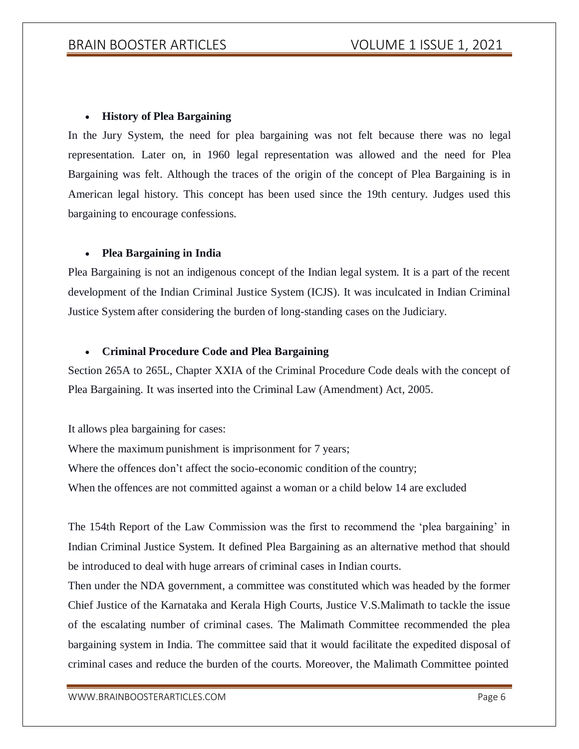- **History of Plea Bargaining**

In the Jury System, the need for plea bargaining was not felt because there was no legal representation. Later on, in 1960 legal representation was allowed and the need for Plea Bargaining was felt. Although the traces of the origin of the concept of Plea Bargaining is in American legal history. This concept has been used since the 19th century. Judges used this bargaining to encourage confessions.

- **Plea Bargaining in India**

Plea Bargaining is not an indigenous concept of the Indian legal system. It is a part of the recent development of the Indian Criminal Justice System (ICJS). It was inculcated in Indian Criminal Justice System after considering the burden of long-standing cases on the Judiciary.

- **Criminal Procedure Code and Plea Bargaining**

Section 265A to 265L, Chapter XXIA of the Criminal Procedure Code deals with the concept of Plea Bargaining. It was inserted into the Criminal Law (Amendment) Act, 2005.

It allows plea bargaining for cases:
Where the maximum punishment is imprisonment for 7 years;
Where the offences don't affect the socio-economic condition of the country;
When the offences are not committed against a woman or a child below 14 are excluded

The 154th Report of the Law Commission was the first to recommend the 'plea bargaining' in Indian Criminal Justice System. It defined Plea Bargaining as an alternative method that should be introduced to deal with huge arrears of criminal cases in Indian courts.
Then under the NDA government, a committee was constituted which was headed by the former Chief Justice of the Karnataka and Kerala High Courts, Justice V.S.Malimath to tackle the issue of the escalating number of criminal cases. The Malimath Committee recommended the plea bargaining system in India. The committee said that it would facilitate the expedited disposal of criminal cases and reduce the burden of the courts. Moreover, the Malimath Committee pointed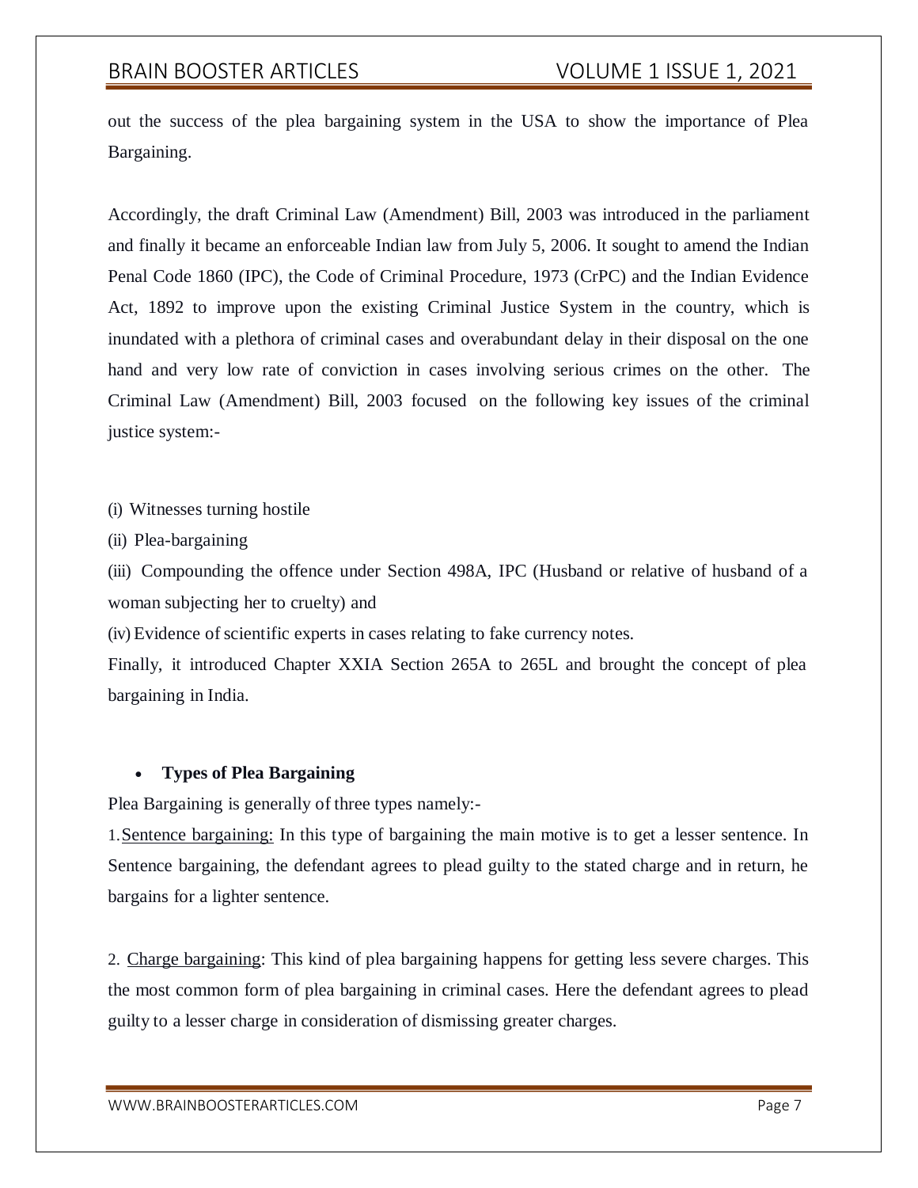out the success of the plea bargaining system in the USA to show the importance of Plea Bargaining.

Accordingly, the draft Criminal Law (Amendment) Bill, 2003 was introduced in the parliament and finally it became an enforceable Indian law from July 5, 2006. It sought to amend the Indian Penal Code 1860 (IPC), the Code of Criminal Procedure, 1973 (CrPC) and the Indian Evidence Act, 1892 to improve upon the existing Criminal Justice System in the country, which is inundated with a plethora of criminal cases and overabundant delay in their disposal on the one hand and very low rate of conviction in cases involving serious crimes on the other. The Criminal Law (Amendment) Bill, 2003 focused on the following key issues of the criminal justice system:-

(i) Witnesses turning hostile

(ii) Plea-bargaining

(iii) Compounding the offence under Section 498A, IPC (Husband or relative of husband of a woman subjecting her to cruelty) and

(iv) Evidence of scientific experts in cases relating to fake currency notes.

Finally, it introduced Chapter XXIA Section 265A to 265L and brought the concept of plea bargaining in India.

- **Types of Plea Bargaining**

Plea Bargaining is generally of three types namely:-

1. Sentence bargaining: In this type of bargaining the main motive is to get a lesser sentence. In Sentence bargaining, the defendant agrees to plead guilty to the stated charge and in return, he bargains for a lighter sentence.

2. Charge bargaining: This kind of plea bargaining happens for getting less severe charges. This the most common form of plea bargaining in criminal cases. Here the defendant agrees to plead guilty to a lesser charge in consideration of dismissing greater charges.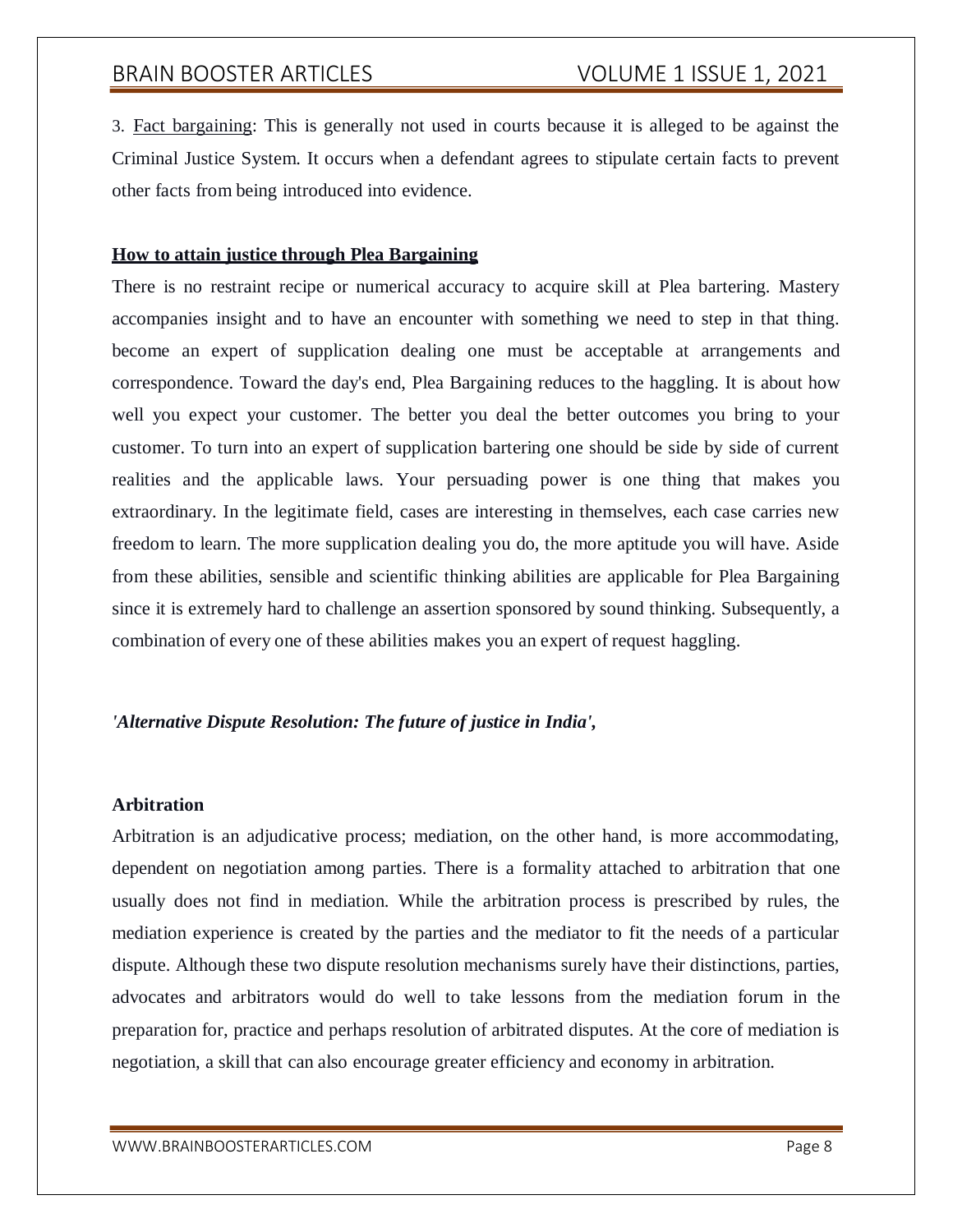3. Fact bargaining: This is generally not used in courts because it is alleged to be against the Criminal Justice System. It occurs when a defendant agrees to stipulate certain facts to prevent other facts from being introduced into evidence.

**How to attain justice through Plea Bargaining**

There is no restraint recipe or numerical accuracy to acquire skill at Plea bartering. Mastery accompanies insight and to have an encounter with something we need to step in that thing. become an expert of supplication dealing one must be acceptable at arrangements and correspondence. Toward the day's end, Plea Bargaining reduces to the haggling. It is about how well you expect your customer. The better you deal the better outcomes you bring to your customer. To turn into an expert of supplication bartering one should be side by side of current realities and the applicable laws. Your persuading power is one thing that makes you extraordinary. In the legitimate field, cases are interesting in themselves, each case carries new freedom to learn. The more supplication dealing you do, the more aptitude you will have. Aside from these abilities, sensible and scientific thinking abilities are applicable for Plea Bargaining since it is extremely hard to challenge an assertion sponsored by sound thinking. Subsequently, a combination of every one of these abilities makes you an expert of request haggling.

***'Alternative Dispute Resolution: The future of justice in India',***

**Arbitration**

Arbitration is an adjudicative process; mediation, on the other hand, is more accommodating, dependent on negotiation among parties. There is a formality attached to arbitration that one usually does not find in mediation. While the arbitration process is prescribed by rules, the mediation experience is created by the parties and the mediator to fit the needs of a particular dispute. Although these two dispute resolution mechanisms surely have their distinctions, parties, advocates and arbitrators would do well to take lessons from the mediation forum in the preparation for, practice and perhaps resolution of arbitrated disputes. At the core of mediation is negotiation, a skill that can also encourage greater efficiency and economy in arbitration.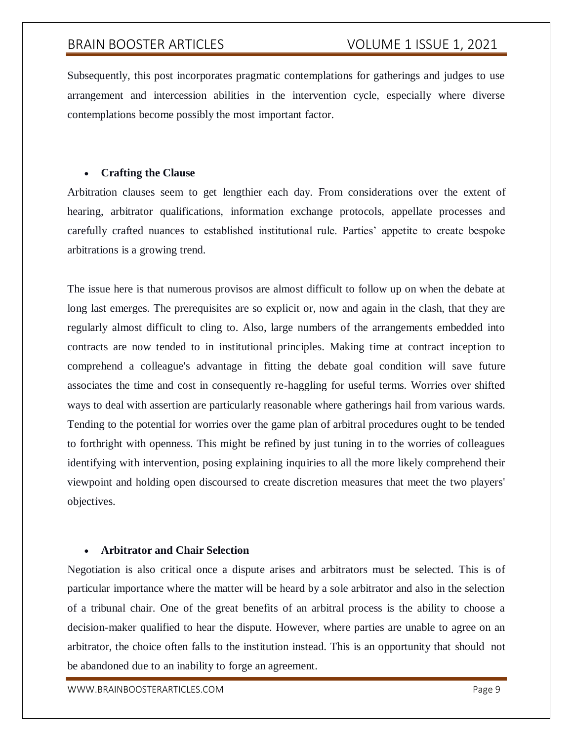Subsequently, this post incorporates pragmatic contemplations for gatherings and judges to use arrangement and intercession abilities in the intervention cycle, especially where diverse contemplations become possibly the most important factor.

- **Crafting the Clause**

Arbitration clauses seem to get lengthier each day. From considerations over the extent of hearing, arbitrator qualifications, information exchange protocols, appellate processes and carefully crafted nuances to established institutional rule. Parties' appetite to create bespoke arbitrations is a growing trend.

The issue here is that numerous provisos are almost difficult to follow up on when the debate at long last emerges. The prerequisites are so explicit or, now and again in the clash, that they are regularly almost difficult to cling to. Also, large numbers of the arrangements embedded into contracts are now tended to in institutional principles. Making time at contract inception to comprehend a colleague's advantage in fitting the debate goal condition will save future associates the time and cost in consequently re-haggling for useful terms. Worries over shifted ways to deal with assertion are particularly reasonable where gatherings hail from various wards. Tending to the potential for worries over the game plan of arbitral procedures ought to be tended to forthright with openness. This might be refined by just tuning in to the worries of colleagues identifying with intervention, posing explaining inquiries to all the more likely comprehend their viewpoint and holding open discoursed to create discretion measures that meet the two players' objectives.

- **Arbitrator and Chair Selection**

Negotiation is also critical once a dispute arises and arbitrators must be selected. This is of particular importance where the matter will be heard by a sole arbitrator and also in the selection of a tribunal chair. One of the great benefits of an arbitral process is the ability to choose a decision-maker qualified to hear the dispute. However, where parties are unable to agree on an arbitrator, the choice often falls to the institution instead. This is an opportunity that should not be abandoned due to an inability to forge an agreement.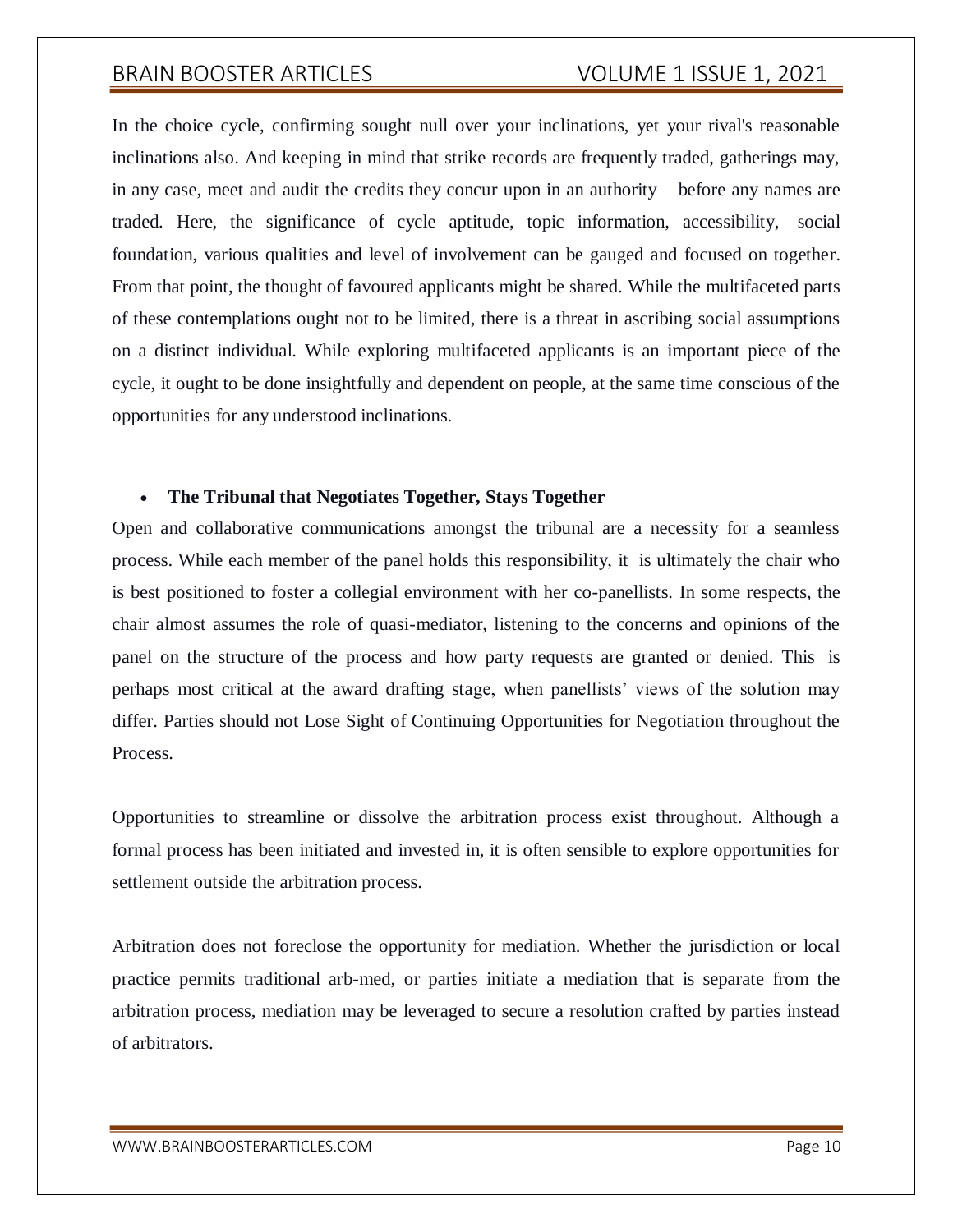In the choice cycle, confirming sought null over your inclinations, yet your rival's reasonable inclinations also. And keeping in mind that strike records are frequently traded, gatherings may, in any case, meet and audit the credits they concur upon in an authority – before any names are traded. Here, the significance of cycle aptitude, topic information, accessibility, social foundation, various qualities and level of involvement can be gauged and focused on together. From that point, the thought of favoured applicants might be shared. While the multifaceted parts of these contemplations ought not to be limited, there is a threat in ascribing social assumptions on a distinct individual. While exploring multifaceted applicants is an important piece of the cycle, it ought to be done insightfully and dependent on people, at the same time conscious of the opportunities for any understood inclinations.

- **The Tribunal that Negotiates Together, Stays Together**

Open and collaborative communications amongst the tribunal are a necessity for a seamless process. While each member of the panel holds this responsibility, it is ultimately the chair who is best positioned to foster a collegial environment with her co-panellists. In some respects, the chair almost assumes the role of quasi-mediator, listening to the concerns and opinions of the panel on the structure of the process and how party requests are granted or denied. This is perhaps most critical at the award drafting stage, when panellists' views of the solution may differ. Parties should not Lose Sight of Continuing Opportunities for Negotiation throughout the Process.

Opportunities to streamline or dissolve the arbitration process exist throughout. Although a formal process has been initiated and invested in, it is often sensible to explore opportunities for settlement outside the arbitration process.

Arbitration does not foreclose the opportunity for mediation. Whether the jurisdiction or local practice permits traditional arb-med, or parties initiate a mediation that is separate from the arbitration process, mediation may be leveraged to secure a resolution crafted by parties instead of arbitrators.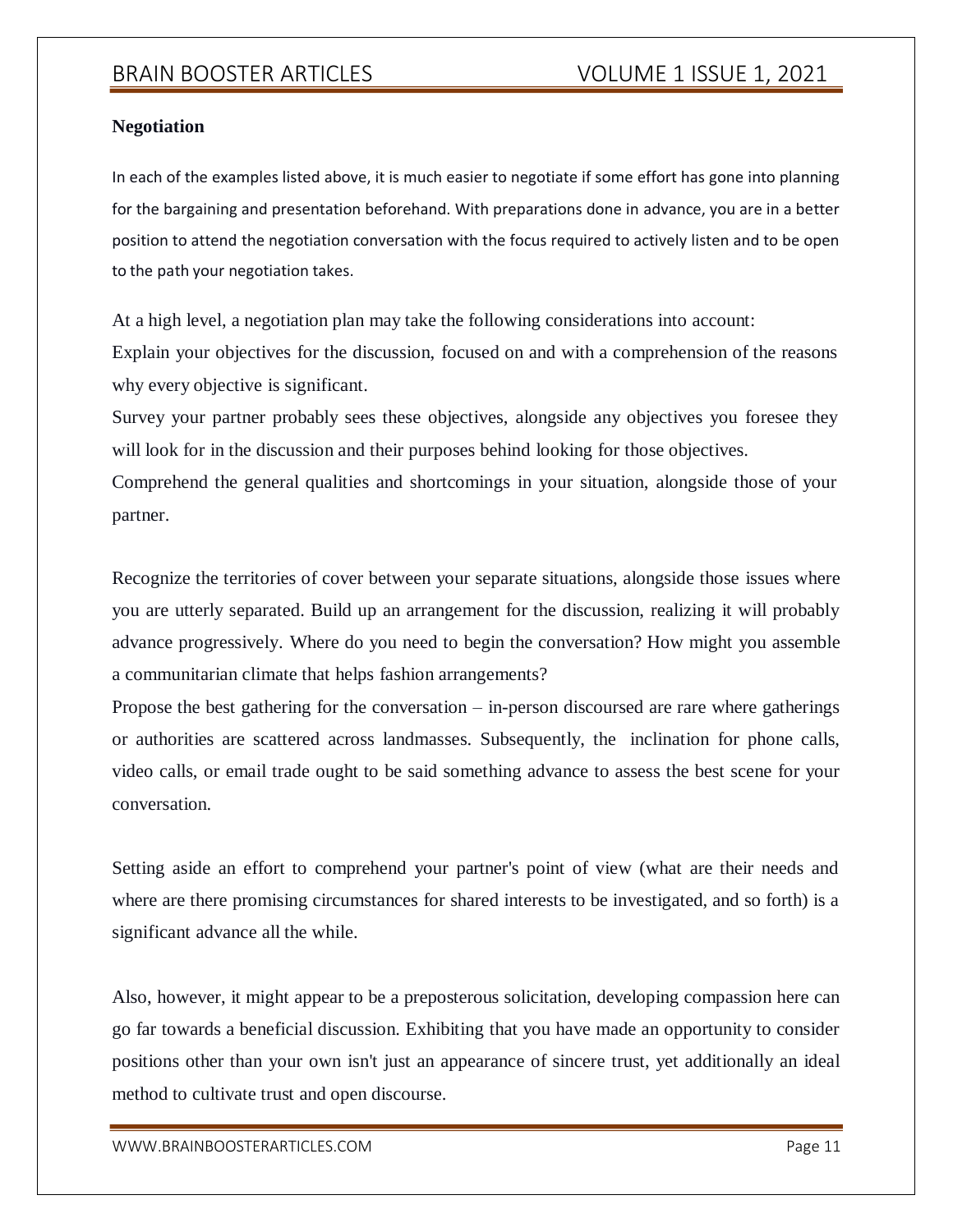**Negotiation**

In each of the examples listed above, it is much easier to negotiate if some effort has gone into planning for the bargaining and presentation beforehand. With preparations done in advance, you are in a better position to attend the negotiation conversation with the focus required to actively listen and to be open to the path your negotiation takes.

At a high level, a negotiation plan may take the following considerations into account:

Explain your objectives for the discussion, focused on and with a comprehension of the reasons why every objective is significant.

Survey your partner probably sees these objectives, alongside any objectives you foresee they will look for in the discussion and their purposes behind looking for those objectives.

Comprehend the general qualities and shortcomings in your situation, alongside those of your partner.

Recognize the territories of cover between your separate situations, alongside those issues where you are utterly separated. Build up an arrangement for the discussion, realizing it will probably advance progressively. Where do you need to begin the conversation? How might you assemble a communitarian climate that helps fashion arrangements?

Propose the best gathering for the conversation – in-person discoursed are rare where gatherings or authorities are scattered across landmasses. Subsequently, the inclination for phone calls, video calls, or email trade ought to be said something advance to assess the best scene for your conversation.

Setting aside an effort to comprehend your partner's point of view (what are their needs and where are there promising circumstances for shared interests to be investigated, and so forth) is a significant advance all the while.

Also, however, it might appear to be a preposterous solicitation, developing compassion here can go far towards a beneficial discussion. Exhibiting that you have made an opportunity to consider positions other than your own isn't just an appearance of sincere trust, yet additionally an ideal method to cultivate trust and open discourse.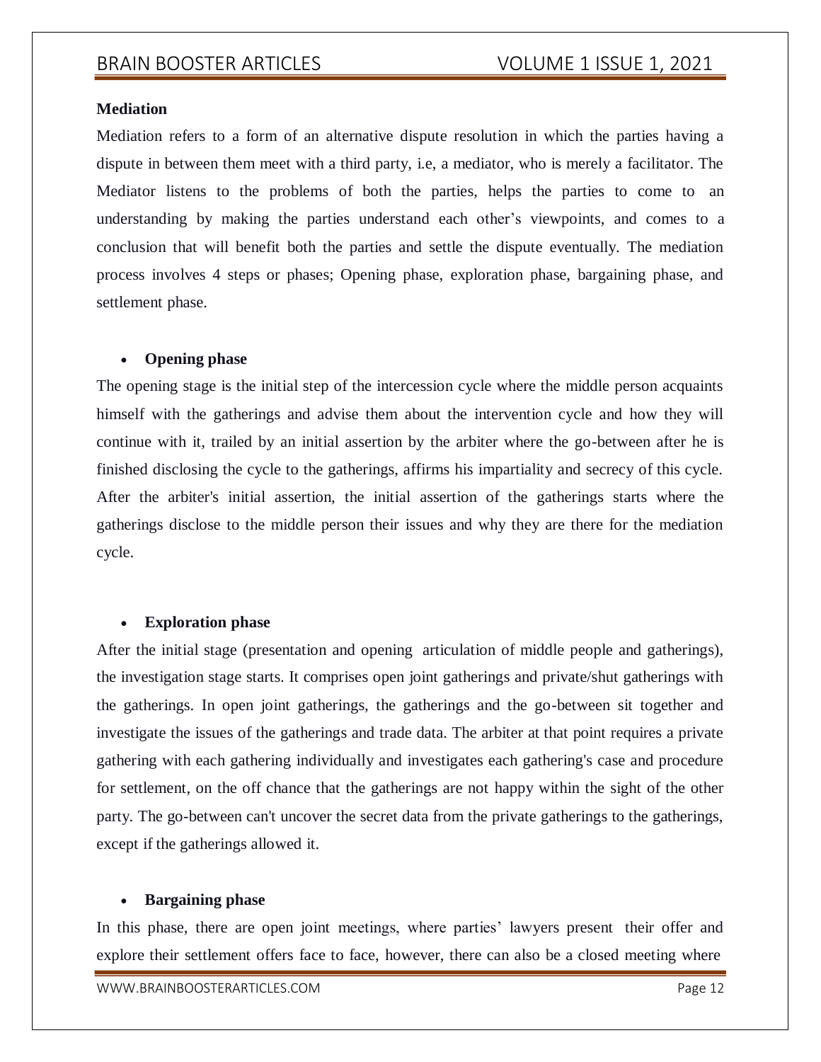**Mediation**

Mediation refers to a form of an alternative dispute resolution in which the parties having a dispute in between them meet with a third party, i.e, a mediator, who is merely a facilitator. The Mediator listens to the problems of both the parties, helps the parties to come to an understanding by making the parties understand each other's viewpoints, and comes to a conclusion that will benefit both the parties and settle the dispute eventually. The mediation process involves 4 steps or phases; Opening phase, exploration phase, bargaining phase, and settlement phase.

- **Opening phase**

The opening stage is the initial step of the intercession cycle where the middle person acquaints himself with the gatherings and advise them about the intervention cycle and how they will continue with it, trailed by an initial assertion by the arbiter where the go-between after he is finished disclosing the cycle to the gatherings, affirms his impartiality and secrecy of this cycle. After the arbiter's initial assertion, the initial assertion of the gatherings starts where the gatherings disclose to the middle person their issues and why they are there for the mediation cycle.

- **Exploration phase**

After the initial stage (presentation and opening articulation of middle people and gatherings), the investigation stage starts. It comprises open joint gatherings and private/shut gatherings with the gatherings. In open joint gatherings, the gatherings and the go-between sit together and investigate the issues of the gatherings and trade data. The arbiter at that point requires a private gathering with each gathering individually and investigates each gathering's case and procedure for settlement, on the off chance that the gatherings are not happy within the sight of the other party. The go-between can't uncover the secret data from the private gatherings to the gatherings, except if the gatherings allowed it.

- **Bargaining phase**

In this phase, there are open joint meetings, where parties' lawyers present their offer and explore their settlement offers face to face, however, there can also be a closed meeting where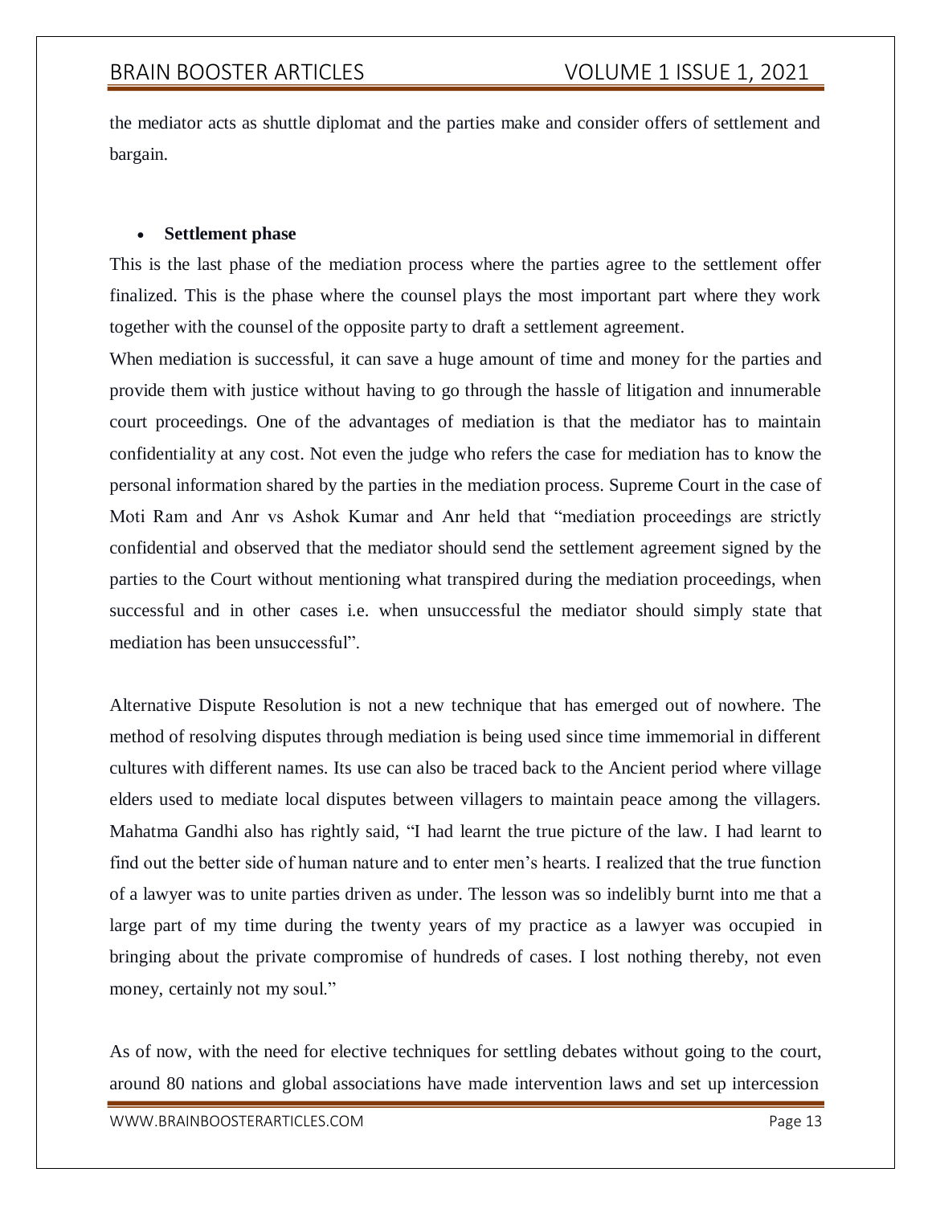the mediator acts as shuttle diplomat and the parties make and consider offers of settlement and bargain.

- **Settlement phase**

This is the last phase of the mediation process where the parties agree to the settlement offer finalized. This is the phase where the counsel plays the most important part where they work together with the counsel of the opposite party to draft a settlement agreement.

When mediation is successful, it can save a huge amount of time and money for the parties and provide them with justice without having to go through the hassle of litigation and innumerable court proceedings. One of the advantages of mediation is that the mediator has to maintain confidentiality at any cost. Not even the judge who refers the case for mediation has to know the personal information shared by the parties in the mediation process. Supreme Court in the case of Moti Ram and Anr vs Ashok Kumar and Anr held that "mediation proceedings are strictly confidential and observed that the mediator should send the settlement agreement signed by the parties to the Court without mentioning what transpired during the mediation proceedings, when successful and in other cases i.e. when unsuccessful the mediator should simply state that mediation has been unsuccessful".

Alternative Dispute Resolution is not a new technique that has emerged out of nowhere. The method of resolving disputes through mediation is being used since time immemorial in different cultures with different names. Its use can also be traced back to the Ancient period where village elders used to mediate local disputes between villagers to maintain peace among the villagers. Mahatma Gandhi also has rightly said, "I had learnt the true picture of the law. I had learnt to find out the better side of human nature and to enter men's hearts. I realized that the true function of a lawyer was to unite parties driven as under. The lesson was so indelibly burnt into me that a large part of my time during the twenty years of my practice as a lawyer was occupied in bringing about the private compromise of hundreds of cases. I lost nothing thereby, not even money, certainly not my soul."

As of now, with the need for elective techniques for settling debates without going to the court, around 80 nations and global associations have made intervention laws and set up intercession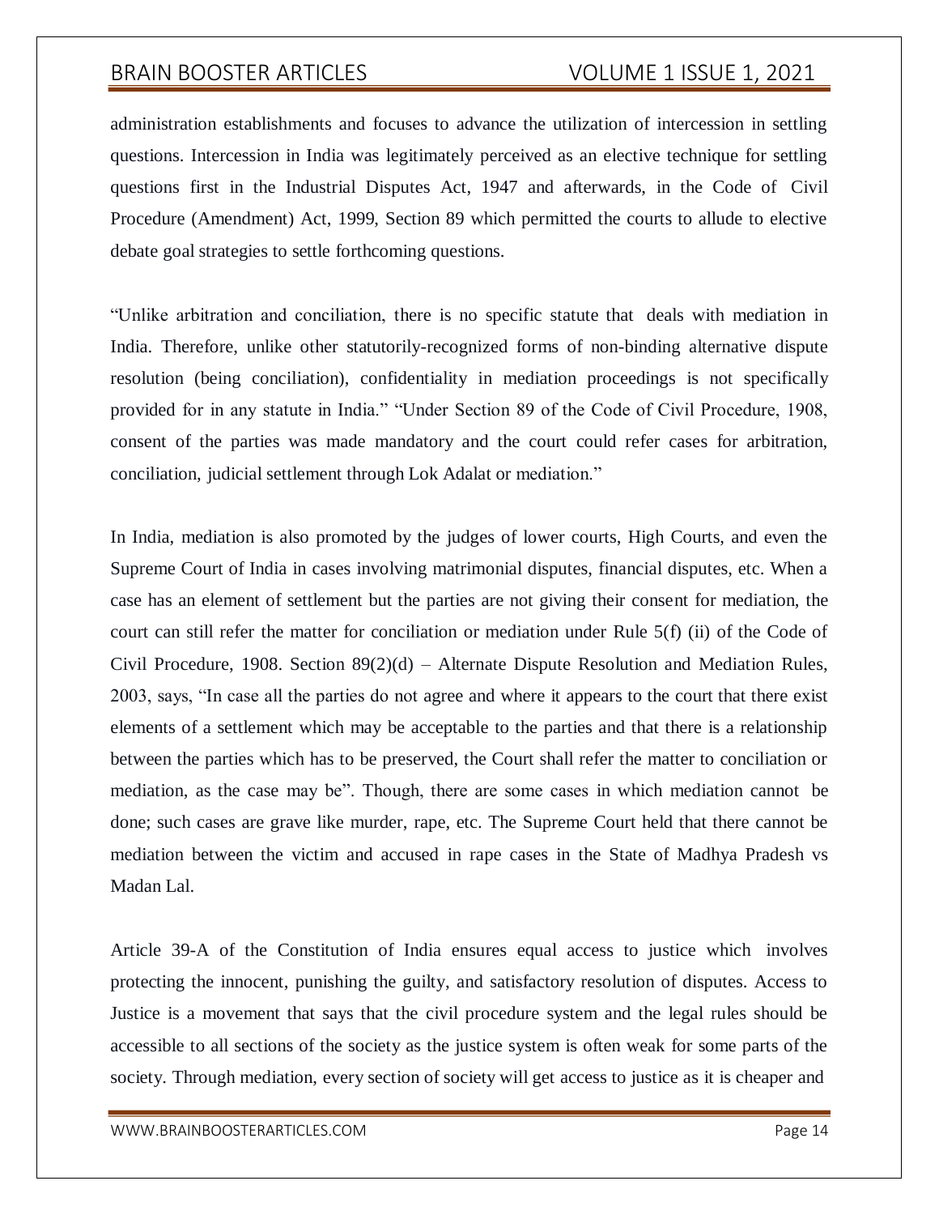administration establishments and focuses to advance the utilization of intercession in settling questions. Intercession in India was legitimately perceived as an elective technique for settling questions first in the Industrial Disputes Act, 1947 and afterwards, in the Code of Civil Procedure (Amendment) Act, 1999, Section 89 which permitted the courts to allude to elective debate goal strategies to settle forthcoming questions.

"Unlike arbitration and conciliation, there is no specific statute that deals with mediation in India. Therefore, unlike other statutorily-recognized forms of non-binding alternative dispute resolution (being conciliation), confidentiality in mediation proceedings is not specifically provided for in any statute in India." "Under Section 89 of the Code of Civil Procedure, 1908, consent of the parties was made mandatory and the court could refer cases for arbitration, conciliation, judicial settlement through Lok Adalat or mediation."

In India, mediation is also promoted by the judges of lower courts, High Courts, and even the Supreme Court of India in cases involving matrimonial disputes, financial disputes, etc. When a case has an element of settlement but the parties are not giving their consent for mediation, the court can still refer the matter for conciliation or mediation under Rule 5(f) (ii) of the Code of Civil Procedure, 1908. Section 89(2)(d) – Alternate Dispute Resolution and Mediation Rules, 2003, says, "In case all the parties do not agree and where it appears to the court that there exist elements of a settlement which may be acceptable to the parties and that there is a relationship between the parties which has to be preserved, the Court shall refer the matter to conciliation or mediation, as the case may be". Though, there are some cases in which mediation cannot be done; such cases are grave like murder, rape, etc. The Supreme Court held that there cannot be mediation between the victim and accused in rape cases in the State of Madhya Pradesh vs Madan Lal.

Article 39-A of the Constitution of India ensures equal access to justice which involves protecting the innocent, punishing the guilty, and satisfactory resolution of disputes. Access to Justice is a movement that says that the civil procedure system and the legal rules should be accessible to all sections of the society as the justice system is often weak for some parts of the society. Through mediation, every section of society will get access to justice as it is cheaper and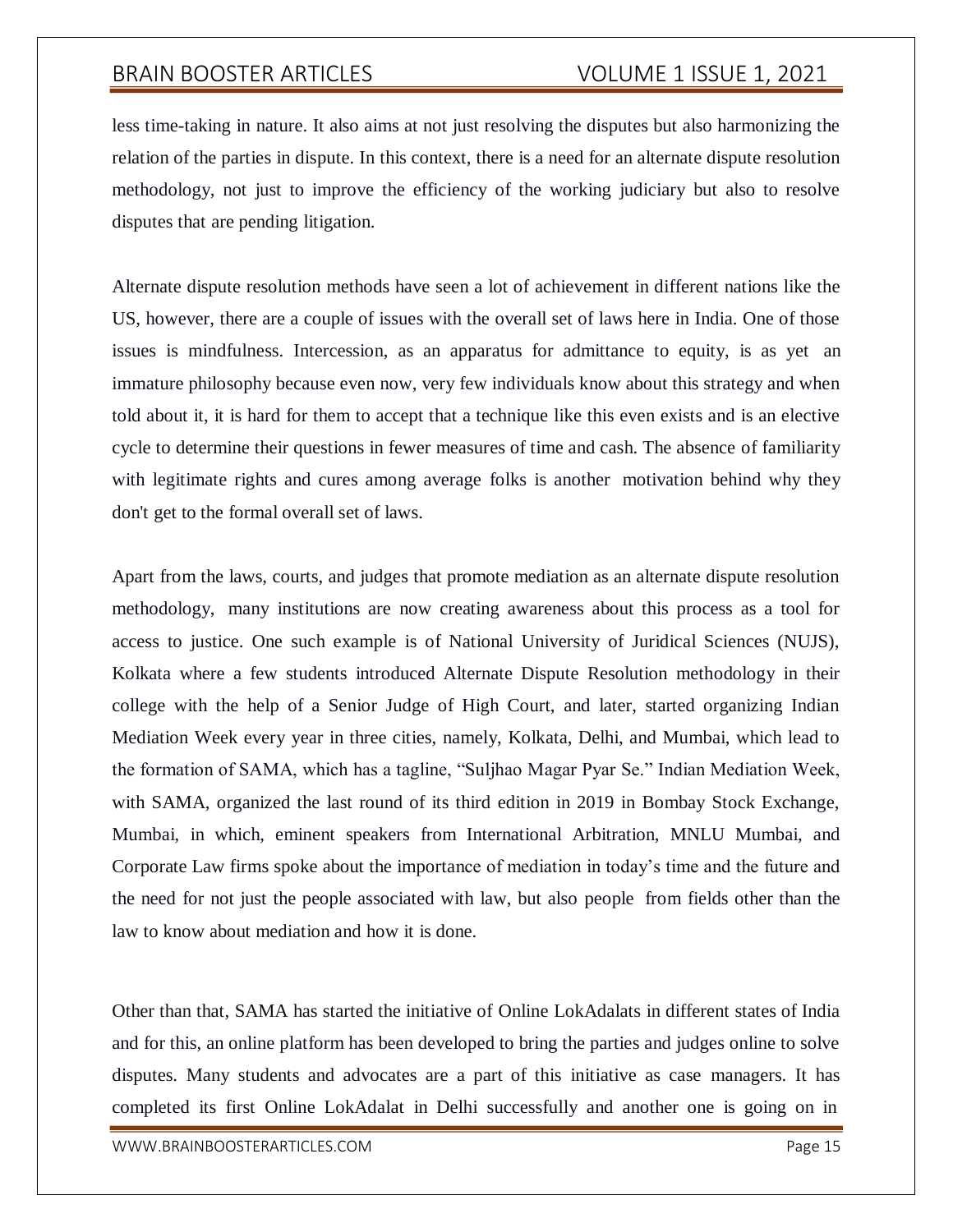less time-taking in nature. It also aims at not just resolving the disputes but also harmonizing the relation of the parties in dispute. In this context, there is a need for an alternate dispute resolution methodology, not just to improve the efficiency of the working judiciary but also to resolve disputes that are pending litigation.

Alternate dispute resolution methods have seen a lot of achievement in different nations like the US, however, there are a couple of issues with the overall set of laws here in India. One of those issues is mindfulness. Intercession, as an apparatus for admittance to equity, is as yet an immature philosophy because even now, very few individuals know about this strategy and when told about it, it is hard for them to accept that a technique like this even exists and is an elective cycle to determine their questions in fewer measures of time and cash. The absence of familiarity with legitimate rights and cures among average folks is another motivation behind why they don't get to the formal overall set of laws.

Apart from the laws, courts, and judges that promote mediation as an alternate dispute resolution methodology, many institutions are now creating awareness about this process as a tool for access to justice. One such example is of National University of Juridical Sciences (NUJS), Kolkata where a few students introduced Alternate Dispute Resolution methodology in their college with the help of a Senior Judge of High Court, and later, started organizing Indian Mediation Week every year in three cities, namely, Kolkata, Delhi, and Mumbai, which lead to the formation of SAMA, which has a tagline, "Suljhao Magar Pyar Se." Indian Mediation Week, with SAMA, organized the last round of its third edition in 2019 in Bombay Stock Exchange, Mumbai, in which, eminent speakers from International Arbitration, MNLU Mumbai, and Corporate Law firms spoke about the importance of mediation in today's time and the future and the need for not just the people associated with law, but also people from fields other than the law to know about mediation and how it is done.

Other than that, SAMA has started the initiative of Online LokAdalats in different states of India and for this, an online platform has been developed to bring the parties and judges online to solve disputes. Many students and advocates are a part of this initiative as case managers. It has completed its first Online LokAdalat in Delhi successfully and another one is going on in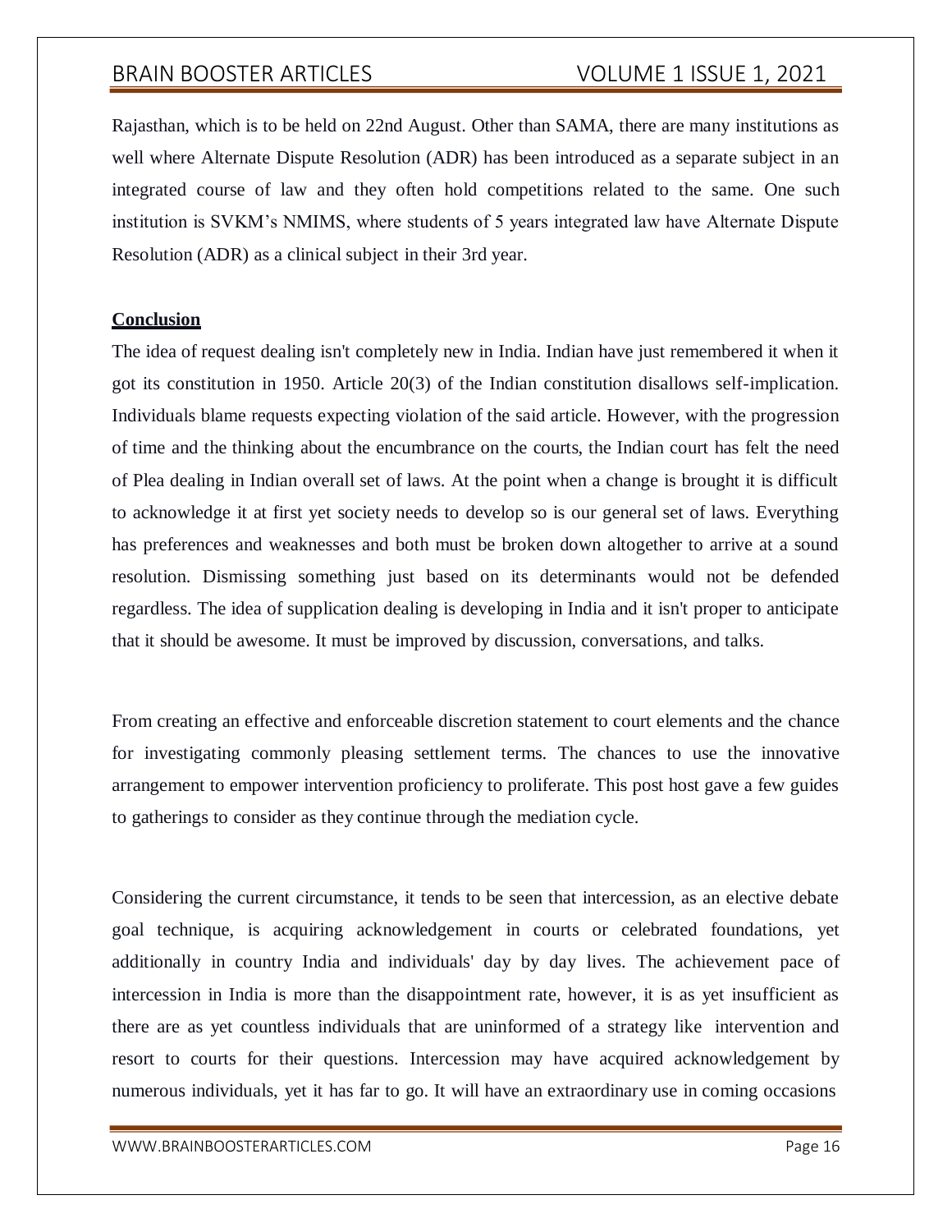Rajasthan, which is to be held on 22nd August. Other than SAMA, there are many institutions as well where Alternate Dispute Resolution (ADR) has been introduced as a separate subject in an integrated course of law and they often hold competitions related to the same. One such institution is SVKM's NMIMS, where students of 5 years integrated law have Alternate Dispute Resolution (ADR) as a clinical subject in their 3rd year.

## Conclusion

The idea of request dealing isn't completely new in India. Indian have just remembered it when it got its constitution in 1950. Article 20(3) of the Indian constitution disallows self-implication. Individuals blame requests expecting violation of the said article. However, with the progression of time and the thinking about the encumbrance on the courts, the Indian court has felt the need of Plea dealing in Indian overall set of laws. At the point when a change is brought it is difficult to acknowledge it at first yet society needs to develop so is our general set of laws. Everything has preferences and weaknesses and both must be broken down altogether to arrive at a sound resolution. Dismissing something just based on its determinants would not be defended regardless. The idea of supplication dealing is developing in India and it isn't proper to anticipate that it should be awesome. It must be improved by discussion, conversations, and talks.

From creating an effective and enforceable discretion statement to court elements and the chance for investigating commonly pleasing settlement terms. The chances to use the innovative arrangement to empower intervention proficiency to proliferate. This post host gave a few guides to gatherings to consider as they continue through the mediation cycle.

Considering the current circumstance, it tends to be seen that intercession, as an elective debate goal technique, is acquiring acknowledgement in courts or celebrated foundations, yet additionally in country India and individuals' day by day lives. The achievement pace of intercession in India is more than the disappointment rate, however, it is as yet insufficient as there are as yet countless individuals that are uninformed of a strategy like intervention and resort to courts for their questions. Intercession may have acquired acknowledgement by numerous individuals, yet it has far to go. It will have an extraordinary use in coming occasions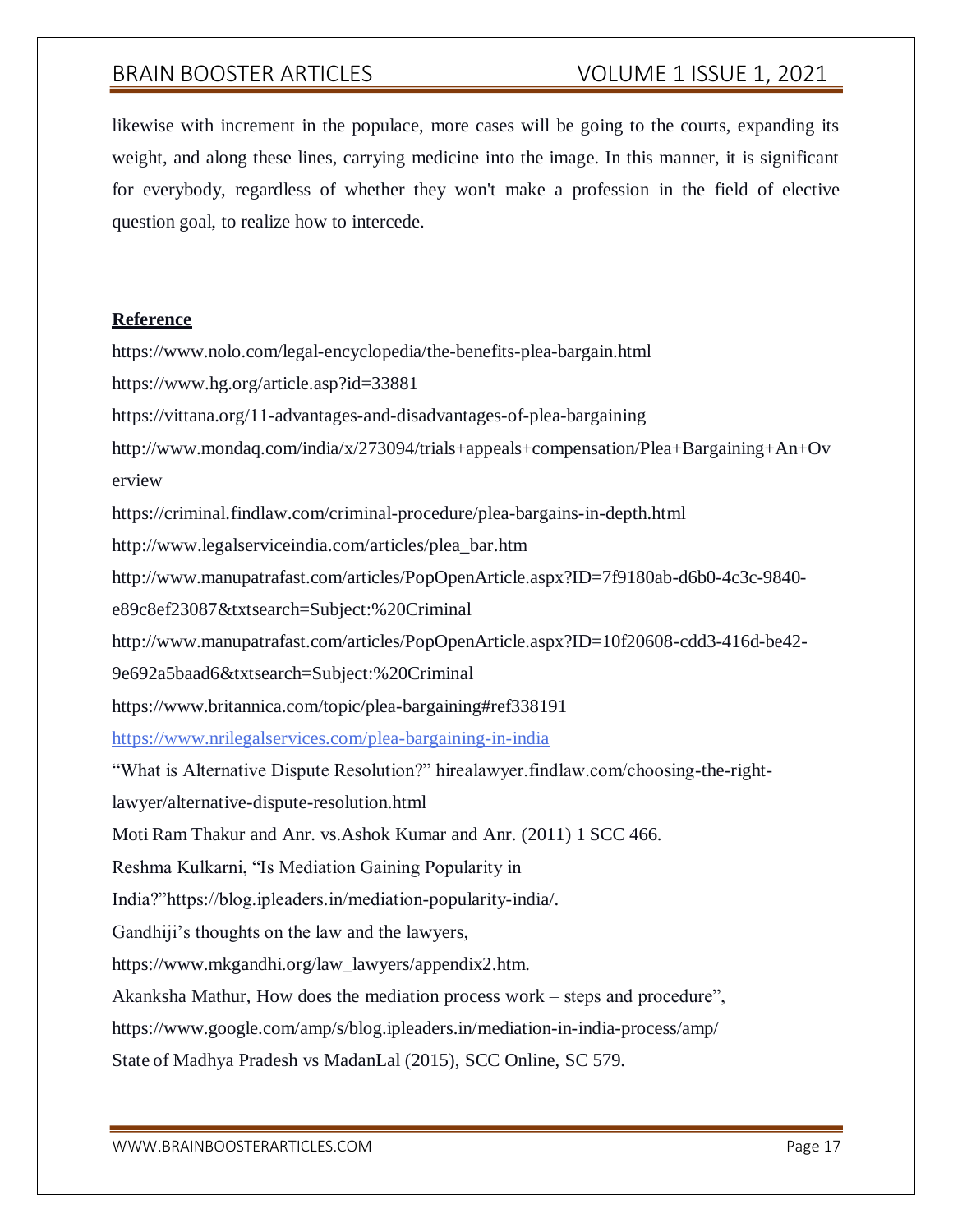likewise with increment in the populace, more cases will be going to the courts, expanding its weight, and along these lines, carrying medicine into the image. In this manner, it is significant for everybody, regardless of whether they won't make a profession in the field of elective question goal, to realize how to intercede.

**Reference**

https://www.nolo.com/legal-encyclopedia/the-benefits-plea-bargain.html

https://www.hg.org/article.asp?id=33881

https://vittana.org/11-advantages-and-disadvantages-of-plea-bargaining

http://www.mondaq.com/india/x/273094/trials+appeals+compensation/Plea+Bargaining+An+Overview

https://criminal.findlaw.com/criminal-procedure/plea-bargains-in-depth.html

http://www.legalserviceindia.com/articles/plea_bar.htm

http://www.manupatrafast.com/articles/PopOpenArticle.aspx?ID=7f9180ab-d6b0-4c3c-9840-e89c8ef23087&txtsearch=Subject:%20Criminal

http://www.manupatrafast.com/articles/PopOpenArticle.aspx?ID=10f20608-cdd3-416d-be42-9e692a5baad6&txtsearch=Subject:%20Criminal

https://www.britannica.com/topic/plea-bargaining#ref338191

https://www.nrilegalservices.com/plea-bargaining-in-india

"What is Alternative Dispute Resolution?" hirealawyer.findlaw.com/choosing-the-right-lawyer/alternative-dispute-resolution.html

Moti Ram Thakur and Anr. vs.Ashok Kumar and Anr. (2011) 1 SCC 466.

Reshma Kulkarni, "Is Mediation Gaining Popularity in India?"https://blog.ipleaders.in/mediation-popularity-india/.

Gandhiji's thoughts on the law and the lawyers, https://www.mkgandhi.org/law_lawyers/appendix2.htm.

Akanksha Mathur, How does the mediation process work – steps and procedure", https://www.google.com/amp/s/blog.ipleaders.in/mediation-in-india-process/amp/

State of Madhya Pradesh vs MadanLal (2015), SCC Online, SC 579.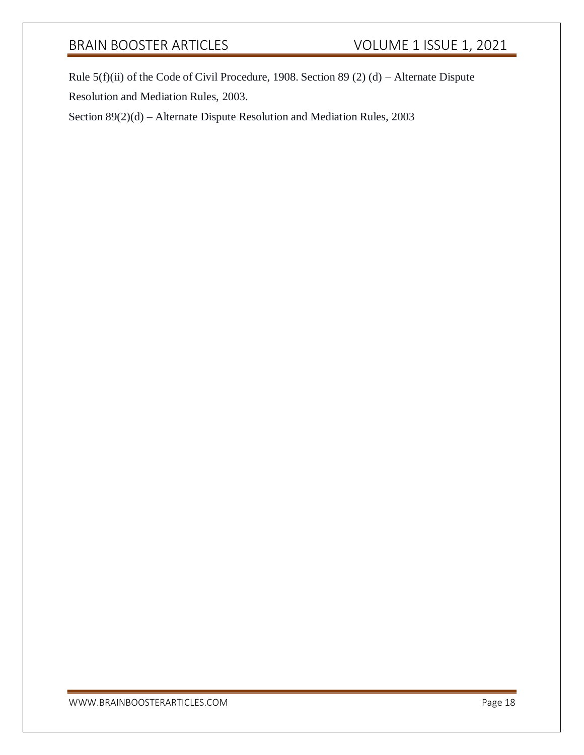Rule 5(f)(ii) of the Code of Civil Procedure, 1908. Section 89 (2) (d) – Alternate Dispute Resolution and Mediation Rules, 2003.

Section 89(2)(d) – Alternate Dispute Resolution and Mediation Rules, 2003